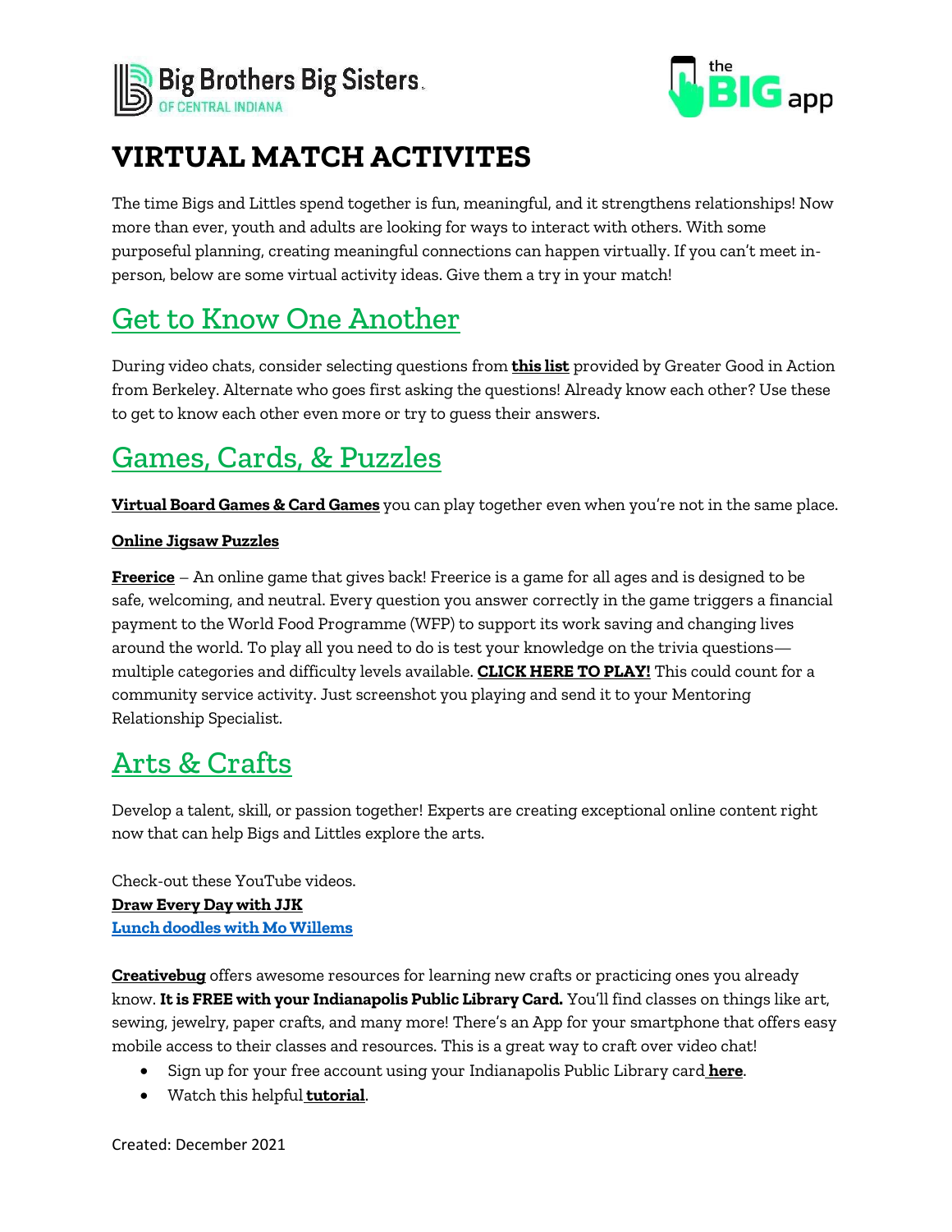# VIRTUAL MATCH ACTIVITES

The time Bigs and Littles spend together is fun, meaningful, and it strengthens relationships! Now more than ever, youth and adults are looking for ways to interact with others. With some purposeful planning, creating meaningful connections can happen virtually. If you can't meet in-person, below are some virtual activity ideas. Give them a try in your match!

## Get to Know One Another

During video chats, consider selecting questions from **this list** provided by Greater Good in Action from Berkeley. Alternate who goes first asking the questions! Already know each other? Use these to get to know each other even more or try to guess their answers.

## Games, Cards, & Puzzles

**Virtual Board Games & Card Games** you can play together even when you're not in the same place.

**Online Jigsaw Puzzles**

**Freerice** – An online game that gives back! Freerice is a game for all ages and is designed to be safe, welcoming, and neutral. Every question you answer correctly in the game triggers a financial payment to the World Food Programme (WFP) to support its work saving and changing lives around the world. To play all you need to do is test your knowledge on the trivia questions—multiple categories and difficulty levels available. **CLICK HERE TO PLAY!** This could count for a community service activity. Just screenshot you playing and send it to your Mentoring Relationship Specialist.

## Arts & Crafts

Develop a talent, skill, or passion together! Experts are creating exceptional online content right now that can help Bigs and Littles explore the arts.

Check-out these YouTube videos.
**Draw Every Day with JJK**
**Lunch doodles with Mo Willems**

**Creativebug** offers awesome resources for learning new crafts or practicing ones you already know. **It is FREE with your Indianapolis Public Library Card.** You'll find classes on things like art, sewing, jewelry, paper crafts, and many more! There's an App for your smartphone that offers easy mobile access to their classes and resources. This is a great way to craft over video chat!

- Sign up for your free account using your Indianapolis Public Library card **here**.
- Watch this helpful **tutorial**.

Created: December 2021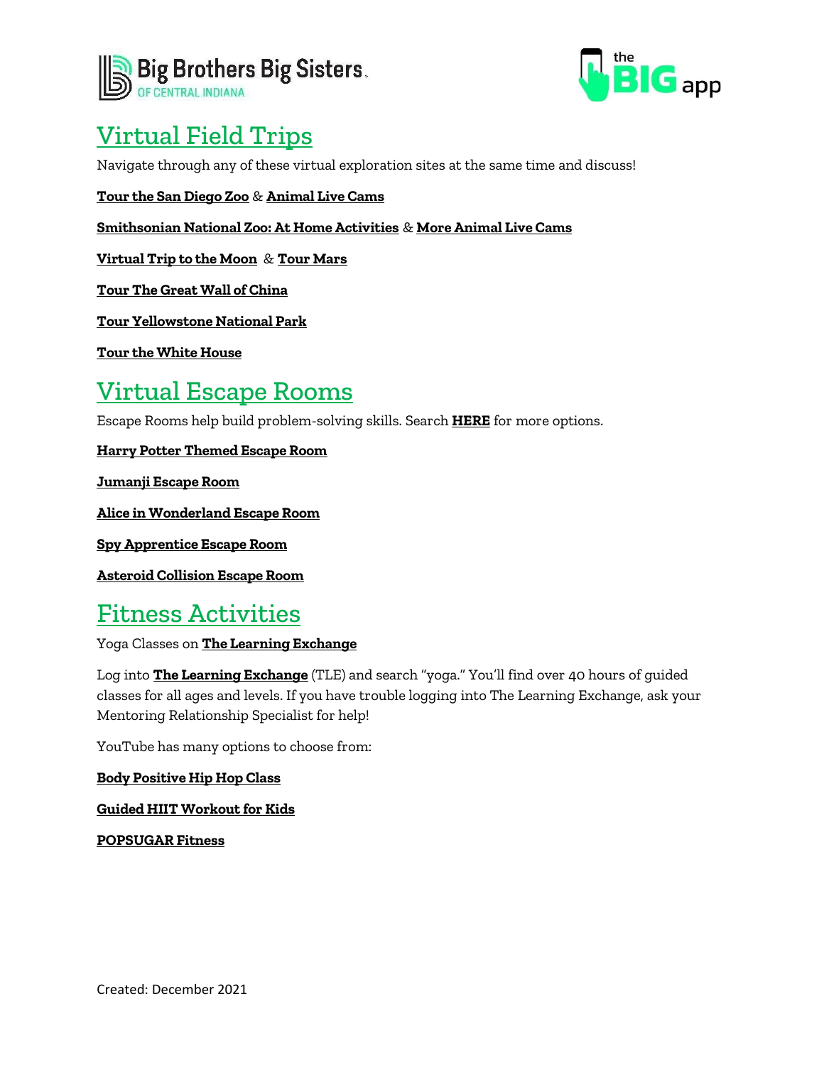# Virtual Field Trips

Navigate through any of these virtual exploration sites at the same time and discuss!

**Tour the San Diego Zoo** & **Animal Live Cams**

**Smithsonian National Zoo: At Home Activities** & **More Animal Live Cams**

**Virtual Trip to the Moon** & **Tour Mars**

**Tour The Great Wall of China**

**Tour Yellowstone National Park**

**Tour the White House**

# Virtual Escape Rooms

Escape Rooms help build problem-solving skills. Search **HERE** for more options.

**Harry Potter Themed Escape Room**

**Jumanji Escape Room**

**Alice in Wonderland Escape Room**

**Spy Apprentice Escape Room**

**Asteroid Collision Escape Room**

# Fitness Activities

Yoga Classes on **The Learning Exchange**

Log into **The Learning Exchange** (TLE) and search "yoga." You'll find over 40 hours of guided classes for all ages and levels. If you have trouble logging into The Learning Exchange, ask your Mentoring Relationship Specialist for help!

YouTube has many options to choose from:

**Body Positive Hip Hop Class**

**Guided HIIT Workout for Kids**

**POPSUGAR Fitness**

Created: December 2021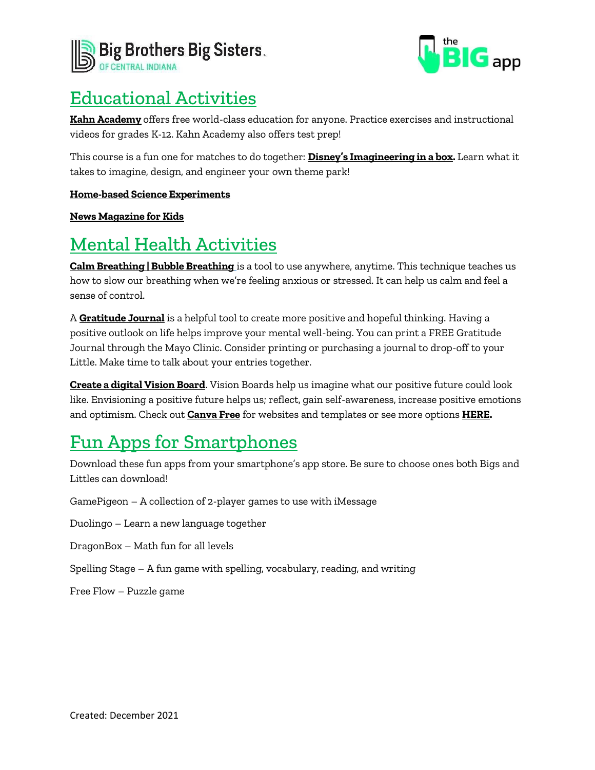Big Brothers Big Sisters OF CENTRAL INDIANA

the BIG app

## Educational Activities

**Kahn Academy** offers free world-class education for anyone. Practice exercises and instructional videos for grades K-12. Kahn Academy also offers test prep!

This course is a fun one for matches to do together: **Disney's Imagineering in a box.** Learn what it takes to imagine, design, and engineer your own theme park!

**Home-based Science Experiments**

**News Magazine for Kids**

## Mental Health Activities

**Calm Breathing | Bubble Breathing** is a tool to use anywhere, anytime. This technique teaches us how to slow our breathing when we're feeling anxious or stressed. It can help us calm and feel a sense of control.

A **Gratitude Journal** is a helpful tool to create more positive and hopeful thinking. Having a positive outlook on life helps improve your mental well-being. You can print a FREE Gratitude Journal through the Mayo Clinic. Consider printing or purchasing a journal to drop-off to your Little. Make time to talk about your entries together.

**Create a digital Vision Board**. Vision Boards help us imagine what our positive future could look like. Envisioning a positive future helps us; reflect, gain self-awareness, increase positive emotions and optimism. Check out **Canva Free** for websites and templates or see more options **HERE.**

## Fun Apps for Smartphones

Download these fun apps from your smartphone's app store. Be sure to choose ones both Bigs and Littles can download!

GamePigeon – A collection of 2-player games to use with iMessage

Duolingo – Learn a new language together

DragonBox – Math fun for all levels

Spelling Stage – A fun game with spelling, vocabulary, reading, and writing

Free Flow – Puzzle game

Created: December 2021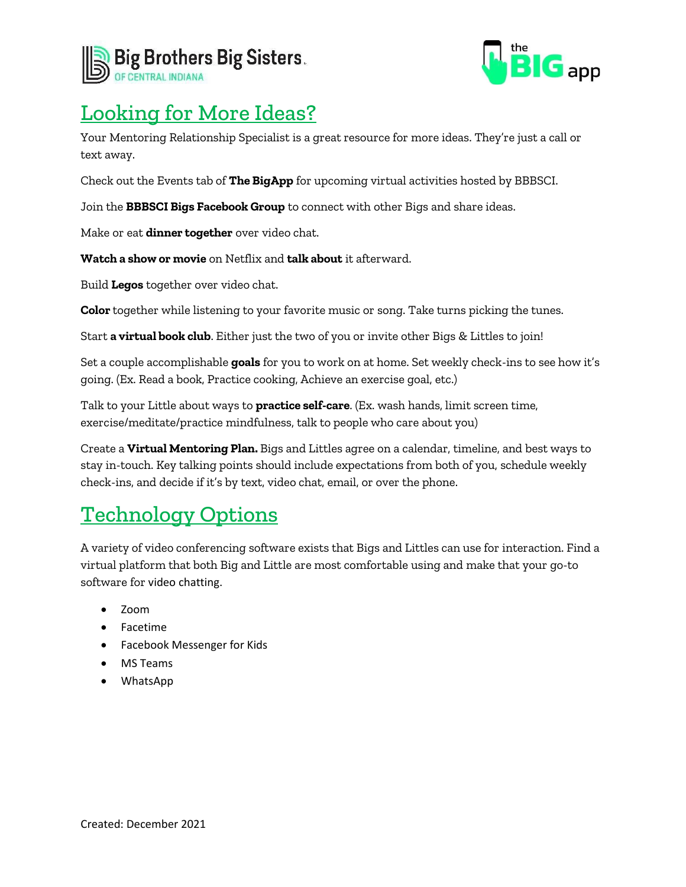## Looking for More Ideas?

Your Mentoring Relationship Specialist is a great resource for more ideas. They're just a call or text away.

Check out the Events tab of **The BigApp** for upcoming virtual activities hosted by BBBSCI.

Join the **BBBSCI Bigs Facebook Group** to connect with other Bigs and share ideas.

Make or eat **dinner together** over video chat.

**Watch a show or movie** on Netflix and **talk about** it afterward.

Build **Legos** together over video chat.

**Color** together while listening to your favorite music or song. Take turns picking the tunes.

Start **a virtual book club**. Either just the two of you or invite other Bigs & Littles to join!

Set a couple accomplishable **goals** for you to work on at home. Set weekly check-ins to see how it's going. (Ex. Read a book, Practice cooking, Achieve an exercise goal, etc.)

Talk to your Little about ways to **practice self-care**. (Ex. wash hands, limit screen time, exercise/meditate/practice mindfulness, talk to people who care about you)

Create a **Virtual Mentoring Plan.** Bigs and Littles agree on a calendar, timeline, and best ways to stay in-touch. Key talking points should include expectations from both of you, schedule weekly check-ins, and decide if it's by text, video chat, email, or over the phone.

## Technology Options

A variety of video conferencing software exists that Bigs and Littles can use for interaction. Find a virtual platform that both Big and Little are most comfortable using and make that your go-to software for video chatting.

- Zoom
- Facetime
- Facebook Messenger for Kids
- MS Teams
- WhatsApp

Created: December 2021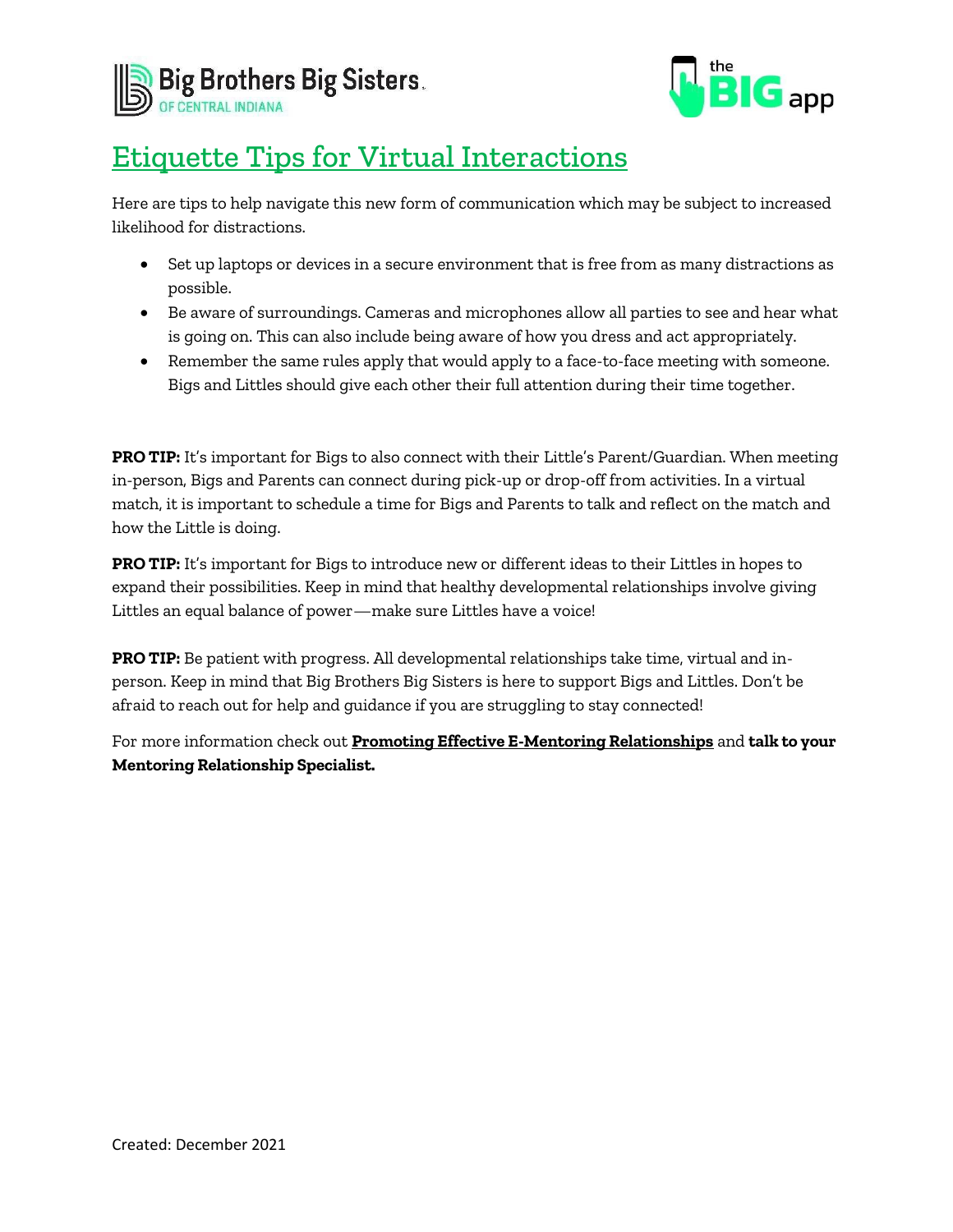# Etiquette Tips for Virtual Interactions

Here are tips to help navigate this new form of communication which may be subject to increased likelihood for distractions.

- Set up laptops or devices in a secure environment that is free from as many distractions as possible.
- Be aware of surroundings. Cameras and microphones allow all parties to see and hear what is going on. This can also include being aware of how you dress and act appropriately.
- Remember the same rules apply that would apply to a face-to-face meeting with someone. Bigs and Littles should give each other their full attention during their time together.

**PRO TIP:** It's important for Bigs to also connect with their Little's Parent/Guardian. When meeting in-person, Bigs and Parents can connect during pick-up or drop-off from activities. In a virtual match, it is important to schedule a time for Bigs and Parents to talk and reflect on the match and how the Little is doing.

**PRO TIP:** It's important for Bigs to introduce new or different ideas to their Littles in hopes to expand their possibilities. Keep in mind that healthy developmental relationships involve giving Littles an equal balance of power—make sure Littles have a voice!

**PRO TIP:** Be patient with progress. All developmental relationships take time, virtual and in-person. Keep in mind that Big Brothers Big Sisters is here to support Bigs and Littles. Don't be afraid to reach out for help and guidance if you are struggling to stay connected!

For more information check out **Promoting Effective E-Mentoring Relationships** and **talk to your Mentoring Relationship Specialist.**

Created: December 2021